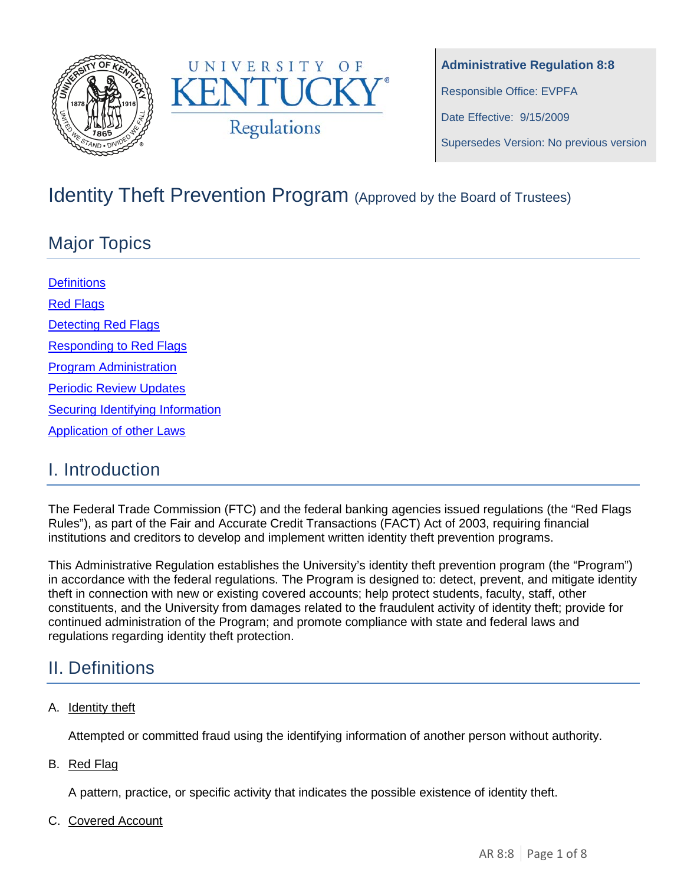UNIVERSITY OF KENTUCKY Regulations

**Administrative Regulation 8:8**

Responsible Office: EVPFA

Date Effective: 9/15/2009

Supersedes Version: No previous version

# Identity Theft Prevention Program (Approved by the Board of Trustees)

## Major Topics

Definitions

Red Flags

Detecting Red Flags

Responding to Red Flags

Program Administration

Periodic Review Updates

Securing Identifying Information

Application of other Laws

## I. Introduction

The Federal Trade Commission (FTC) and the federal banking agencies issued regulations (the "Red Flags Rules"), as part of the Fair and Accurate Credit Transactions (FACT) Act of 2003, requiring financial institutions and creditors to develop and implement written identity theft prevention programs.

This Administrative Regulation establishes the University's identity theft prevention program (the "Program") in accordance with the federal regulations. The Program is designed to: detect, prevent, and mitigate identity theft in connection with new or existing covered accounts; help protect students, faculty, staff, other constituents, and the University from damages related to the fraudulent activity of identity theft; provide for continued administration of the Program; and promote compliance with state and federal laws and regulations regarding identity theft protection.

## II. Definitions

A. Identity theft

Attempted or committed fraud using the identifying information of another person without authority.

B. Red Flag

A pattern, practice, or specific activity that indicates the possible existence of identity theft.

C. Covered Account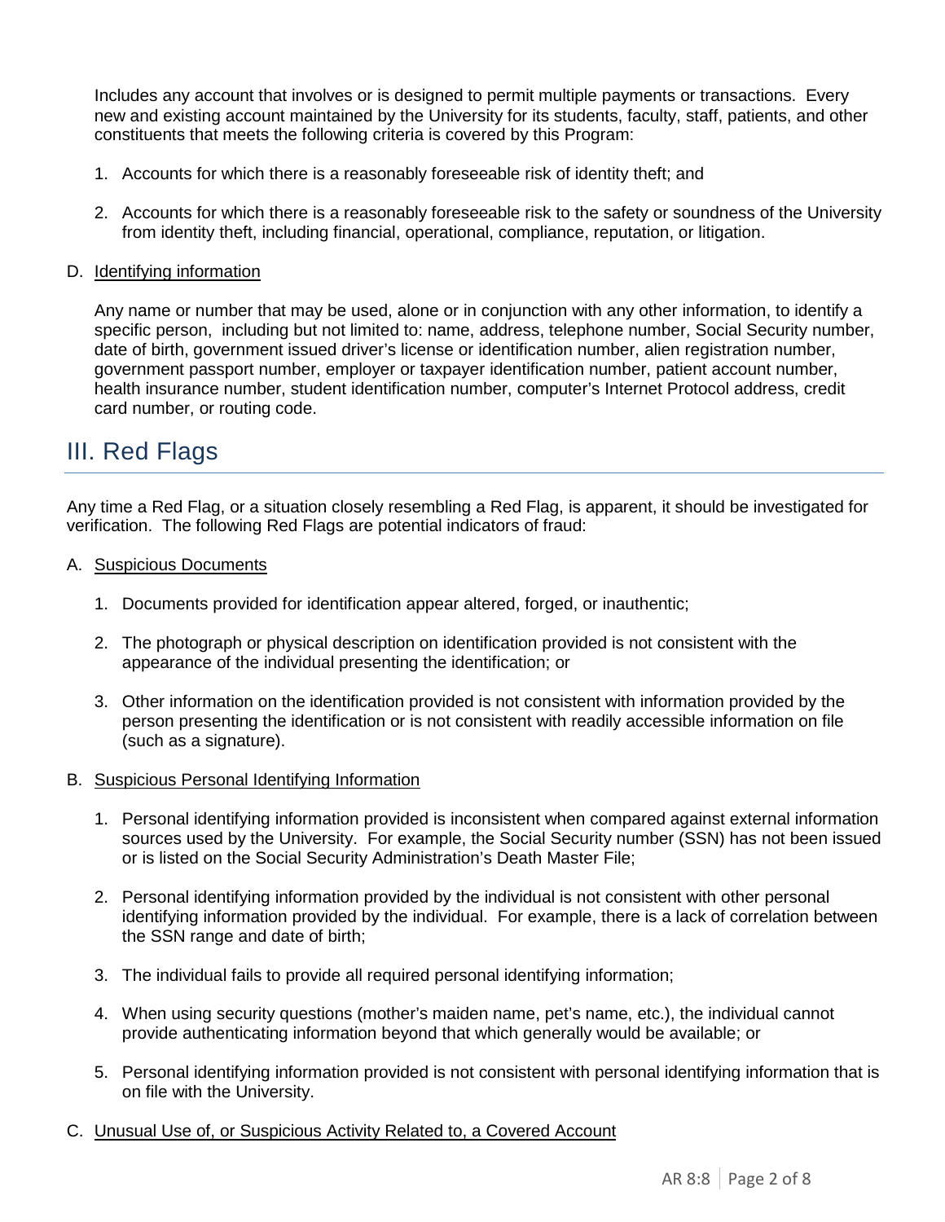Includes any account that involves or is designed to permit multiple payments or transactions. Every new and existing account maintained by the University for its students, faculty, staff, patients, and other constituents that meets the following criteria is covered by this Program:

1. Accounts for which there is a reasonably foreseeable risk of identity theft; and
2. Accounts for which there is a reasonably foreseeable risk to the safety or soundness of the University from identity theft, including financial, operational, compliance, reputation, or litigation.

D. Identifying information

Any name or number that may be used, alone or in conjunction with any other information, to identify a specific person, including but not limited to: name, address, telephone number, Social Security number, date of birth, government issued driver's license or identification number, alien registration number, government passport number, employer or taxpayer identification number, patient account number, health insurance number, student identification number, computer's Internet Protocol address, credit card number, or routing code.

## III. Red Flags

Any time a Red Flag, or a situation closely resembling a Red Flag, is apparent, it should be investigated for verification. The following Red Flags are potential indicators of fraud:

A. Suspicious Documents

1. Documents provided for identification appear altered, forged, or inauthentic;
2. The photograph or physical description on identification provided is not consistent with the appearance of the individual presenting the identification; or
3. Other information on the identification provided is not consistent with information provided by the person presenting the identification or is not consistent with readily accessible information on file (such as a signature).

B. Suspicious Personal Identifying Information

1. Personal identifying information provided is inconsistent when compared against external information sources used by the University. For example, the Social Security number (SSN) has not been issued or is listed on the Social Security Administration's Death Master File;
2. Personal identifying information provided by the individual is not consistent with other personal identifying information provided by the individual. For example, there is a lack of correlation between the SSN range and date of birth;
3. The individual fails to provide all required personal identifying information;
4. When using security questions (mother's maiden name, pet's name, etc.), the individual cannot provide authenticating information beyond that which generally would be available; or
5. Personal identifying information provided is not consistent with personal identifying information that is on file with the University.

C. Unusual Use of, or Suspicious Activity Related to, a Covered Account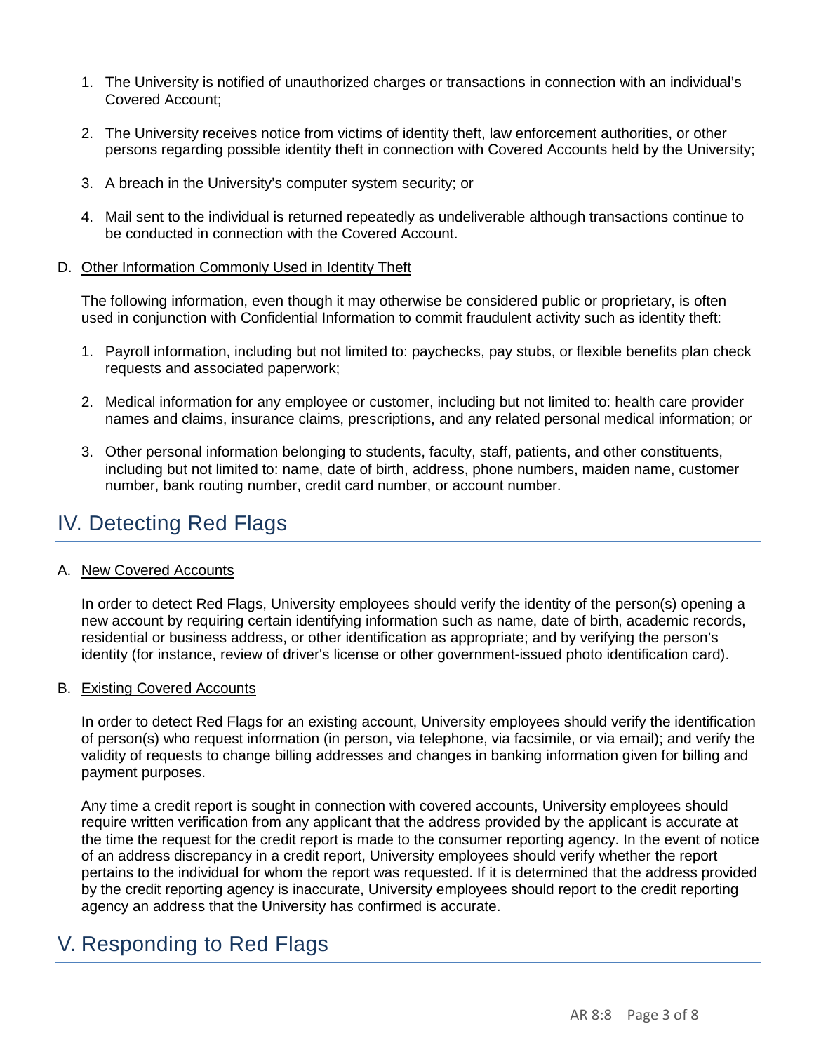1. The University is notified of unauthorized charges or transactions in connection with an individual's Covered Account;

2. The University receives notice from victims of identity theft, law enforcement authorities, or other persons regarding possible identity theft in connection with Covered Accounts held by the University;

3. A breach in the University's computer system security; or

4. Mail sent to the individual is returned repeatedly as undeliverable although transactions continue to be conducted in connection with the Covered Account.

D. <u>Other Information Commonly Used in Identity Theft</u>

The following information, even though it may otherwise be considered public or proprietary, is often used in conjunction with Confidential Information to commit fraudulent activity such as identity theft:

1. Payroll information, including but not limited to: paychecks, pay stubs, or flexible benefits plan check requests and associated paperwork;

2. Medical information for any employee or customer, including but not limited to: health care provider names and claims, insurance claims, prescriptions, and any related personal medical information; or

3. Other personal information belonging to students, faculty, staff, patients, and other constituents, including but not limited to: name, date of birth, address, phone numbers, maiden name, customer number, bank routing number, credit card number, or account number.

## IV. Detecting Red Flags

A. <u>New Covered Accounts</u>

In order to detect Red Flags, University employees should verify the identity of the person(s) opening a new account by requiring certain identifying information such as name, date of birth, academic records, residential or business address, or other identification as appropriate; and by verifying the person's identity (for instance, review of driver's license or other government-issued photo identification card).

B. <u>Existing Covered Accounts</u>

In order to detect Red Flags for an existing account, University employees should verify the identification of person(s) who request information (in person, via telephone, via facsimile, or via email); and verify the validity of requests to change billing addresses and changes in banking information given for billing and payment purposes.

Any time a credit report is sought in connection with covered accounts, University employees should require written verification from any applicant that the address provided by the applicant is accurate at the time the request for the credit report is made to the consumer reporting agency. In the event of notice of an address discrepancy in a credit report, University employees should verify whether the report pertains to the individual for whom the report was requested. If it is determined that the address provided by the credit reporting agency is inaccurate, University employees should report to the credit reporting agency an address that the University has confirmed is accurate.

## V. Responding to Red Flags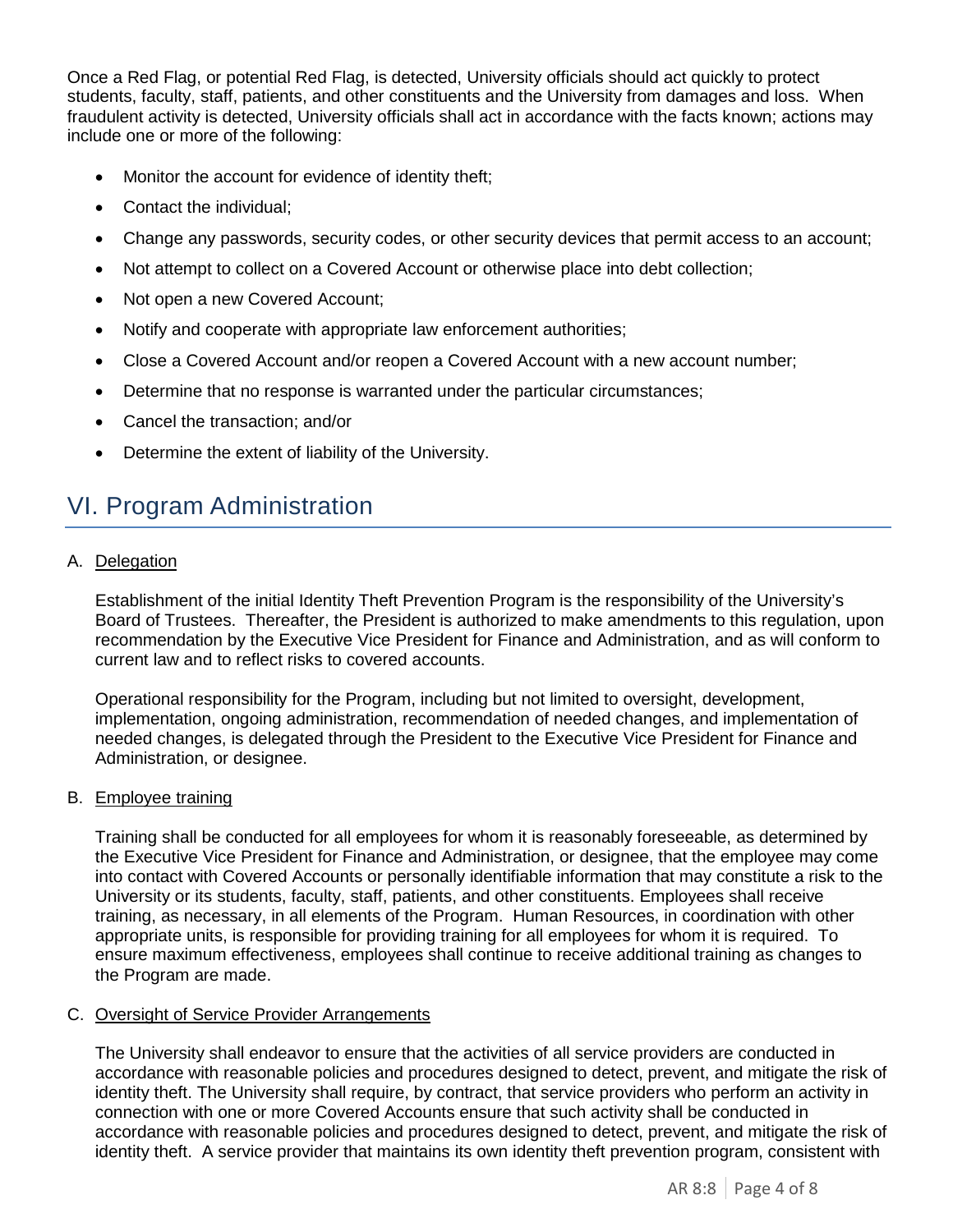Once a Red Flag, or potential Red Flag, is detected, University officials should act quickly to protect students, faculty, staff, patients, and other constituents and the University from damages and loss. When fraudulent activity is detected, University officials shall act in accordance with the facts known; actions may include one or more of the following:

- Monitor the account for evidence of identity theft;
- Contact the individual;
- Change any passwords, security codes, or other security devices that permit access to an account;
- Not attempt to collect on a Covered Account or otherwise place into debt collection;
- Not open a new Covered Account;
- Notify and cooperate with appropriate law enforcement authorities;
- Close a Covered Account and/or reopen a Covered Account with a new account number;
- Determine that no response is warranted under the particular circumstances;
- Cancel the transaction; and/or
- Determine the extent of liability of the University.

## VI. Program Administration

A. Delegation

Establishment of the initial Identity Theft Prevention Program is the responsibility of the University's Board of Trustees. Thereafter, the President is authorized to make amendments to this regulation, upon recommendation by the Executive Vice President for Finance and Administration, and as will conform to current law and to reflect risks to covered accounts.

Operational responsibility for the Program, including but not limited to oversight, development, implementation, ongoing administration, recommendation of needed changes, and implementation of needed changes, is delegated through the President to the Executive Vice President for Finance and Administration, or designee.

B. Employee training

Training shall be conducted for all employees for whom it is reasonably foreseeable, as determined by the Executive Vice President for Finance and Administration, or designee, that the employee may come into contact with Covered Accounts or personally identifiable information that may constitute a risk to the University or its students, faculty, staff, patients, and other constituents. Employees shall receive training, as necessary, in all elements of the Program. Human Resources, in coordination with other appropriate units, is responsible for providing training for all employees for whom it is required. To ensure maximum effectiveness, employees shall continue to receive additional training as changes to the Program are made.

C. Oversight of Service Provider Arrangements

The University shall endeavor to ensure that the activities of all service providers are conducted in accordance with reasonable policies and procedures designed to detect, prevent, and mitigate the risk of identity theft. The University shall require, by contract, that service providers who perform an activity in connection with one or more Covered Accounts ensure that such activity shall be conducted in accordance with reasonable policies and procedures designed to detect, prevent, and mitigate the risk of identity theft. A service provider that maintains its own identity theft prevention program, consistent with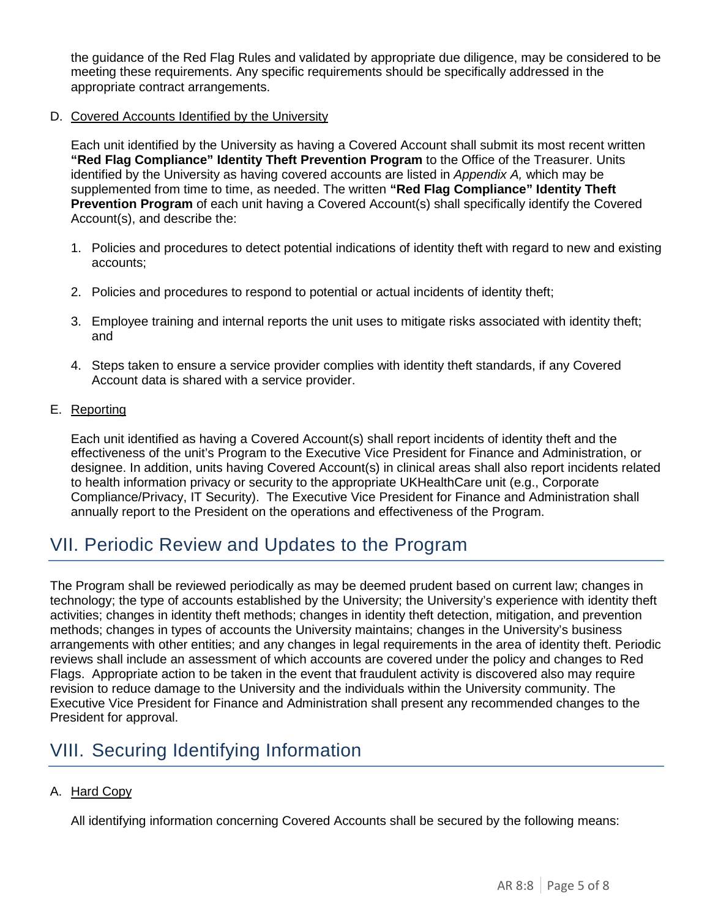the guidance of the Red Flag Rules and validated by appropriate due diligence, may be considered to be meeting these requirements. Any specific requirements should be specifically addressed in the appropriate contract arrangements.

D. Covered Accounts Identified by the University

Each unit identified by the University as having a Covered Account shall submit its most recent written **"Red Flag Compliance" Identity Theft Prevention Program** to the Office of the Treasurer. Units identified by the University as having covered accounts are listed in *Appendix A,* which may be supplemented from time to time, as needed. The written **"Red Flag Compliance" Identity Theft Prevention Program** of each unit having a Covered Account(s) shall specifically identify the Covered Account(s), and describe the:

1. Policies and procedures to detect potential indications of identity theft with regard to new and existing accounts;
2. Policies and procedures to respond to potential or actual incidents of identity theft;
3. Employee training and internal reports the unit uses to mitigate risks associated with identity theft; and
4. Steps taken to ensure a service provider complies with identity theft standards, if any Covered Account data is shared with a service provider.

E. Reporting

Each unit identified as having a Covered Account(s) shall report incidents of identity theft and the effectiveness of the unit's Program to the Executive Vice President for Finance and Administration, or designee. In addition, units having Covered Account(s) in clinical areas shall also report incidents related to health information privacy or security to the appropriate UKHealthCare unit (e.g., Corporate Compliance/Privacy, IT Security). The Executive Vice President for Finance and Administration shall annually report to the President on the operations and effectiveness of the Program.

## VII. Periodic Review and Updates to the Program

The Program shall be reviewed periodically as may be deemed prudent based on current law; changes in technology; the type of accounts established by the University; the University's experience with identity theft activities; changes in identity theft methods; changes in identity theft detection, mitigation, and prevention methods; changes in types of accounts the University maintains; changes in the University's business arrangements with other entities; and any changes in legal requirements in the area of identity theft. Periodic reviews shall include an assessment of which accounts are covered under the policy and changes to Red Flags. Appropriate action to be taken in the event that fraudulent activity is discovered also may require revision to reduce damage to the University and the individuals within the University community. The Executive Vice President for Finance and Administration shall present any recommended changes to the President for approval.

## VIII. Securing Identifying Information

A. Hard Copy

All identifying information concerning Covered Accounts shall be secured by the following means: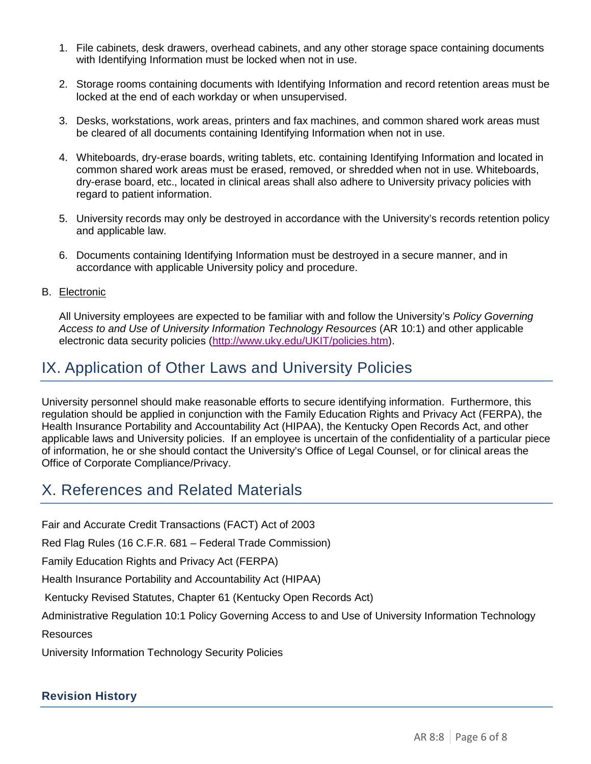1. File cabinets, desk drawers, overhead cabinets, and any other storage space containing documents with Identifying Information must be locked when not in use.

2. Storage rooms containing documents with Identifying Information and record retention areas must be locked at the end of each workday or when unsupervised.

3. Desks, workstations, work areas, printers and fax machines, and common shared work areas must be cleared of all documents containing Identifying Information when not in use.

4. Whiteboards, dry-erase boards, writing tablets, etc. containing Identifying Information and located in common shared work areas must be erased, removed, or shredded when not in use. Whiteboards, dry-erase board, etc., located in clinical areas shall also adhere to University privacy policies with regard to patient information.

5. University records may only be destroyed in accordance with the University's records retention policy and applicable law.

6. Documents containing Identifying Information must be destroyed in a secure manner, and in accordance with applicable University policy and procedure.

B. Electronic

All University employees are expected to be familiar with and follow the University's *Policy Governing Access to and Use of University Information Technology Resources* (AR 10:1) and other applicable electronic data security policies (http://www.uky.edu/UKIT/policies.htm).

# IX. Application of Other Laws and University Policies

University personnel should make reasonable efforts to secure identifying information. Furthermore, this regulation should be applied in conjunction with the Family Education Rights and Privacy Act (FERPA), the Health Insurance Portability and Accountability Act (HIPAA), the Kentucky Open Records Act, and other applicable laws and University policies. If an employee is uncertain of the confidentiality of a particular piece of information, he or she should contact the University's Office of Legal Counsel, or for clinical areas the Office of Corporate Compliance/Privacy.

# X. References and Related Materials

Fair and Accurate Credit Transactions (FACT) Act of 2003

Red Flag Rules (16 C.F.R. 681 – Federal Trade Commission)

Family Education Rights and Privacy Act (FERPA)

Health Insurance Portability and Accountability Act (HIPAA)

Kentucky Revised Statutes, Chapter 61 (Kentucky Open Records Act)

Administrative Regulation 10:1 Policy Governing Access to and Use of University Information Technology Resources

University Information Technology Security Policies

### Revision History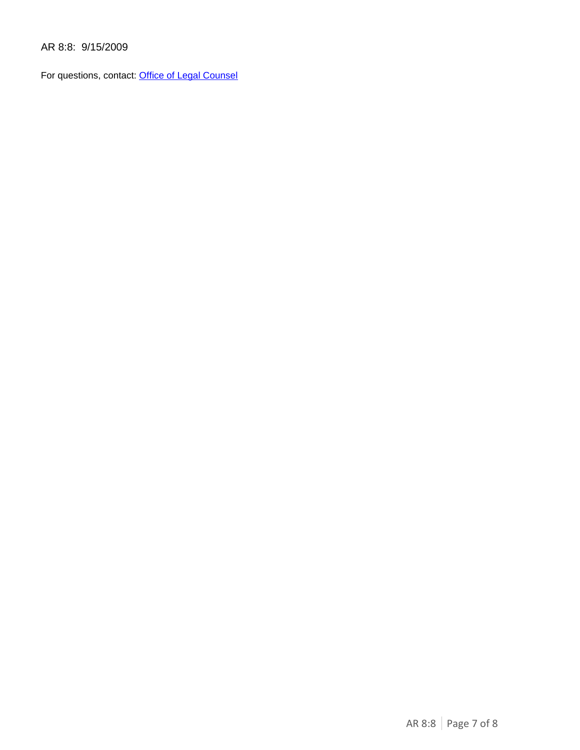AR 8:8: 9/15/2009

For questions, contact: Office of Legal Counsel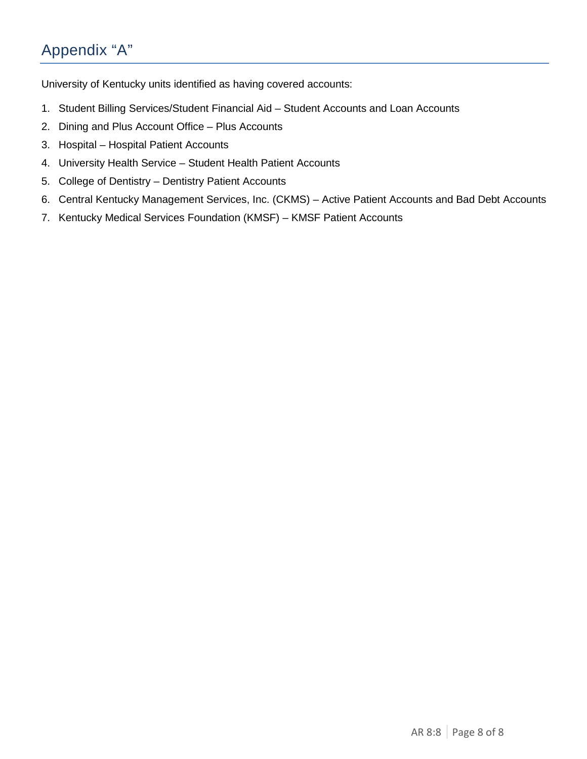# Appendix “A”

University of Kentucky units identified as having covered accounts:

1. Student Billing Services/Student Financial Aid – Student Accounts and Loan Accounts
2. Dining and Plus Account Office – Plus Accounts
3. Hospital – Hospital Patient Accounts
4. University Health Service – Student Health Patient Accounts
5. College of Dentistry – Dentistry Patient Accounts
6. Central Kentucky Management Services, Inc. (CKMS) – Active Patient Accounts and Bad Debt Accounts
7. Kentucky Medical Services Foundation (KMSF) – KMSF Patient Accounts